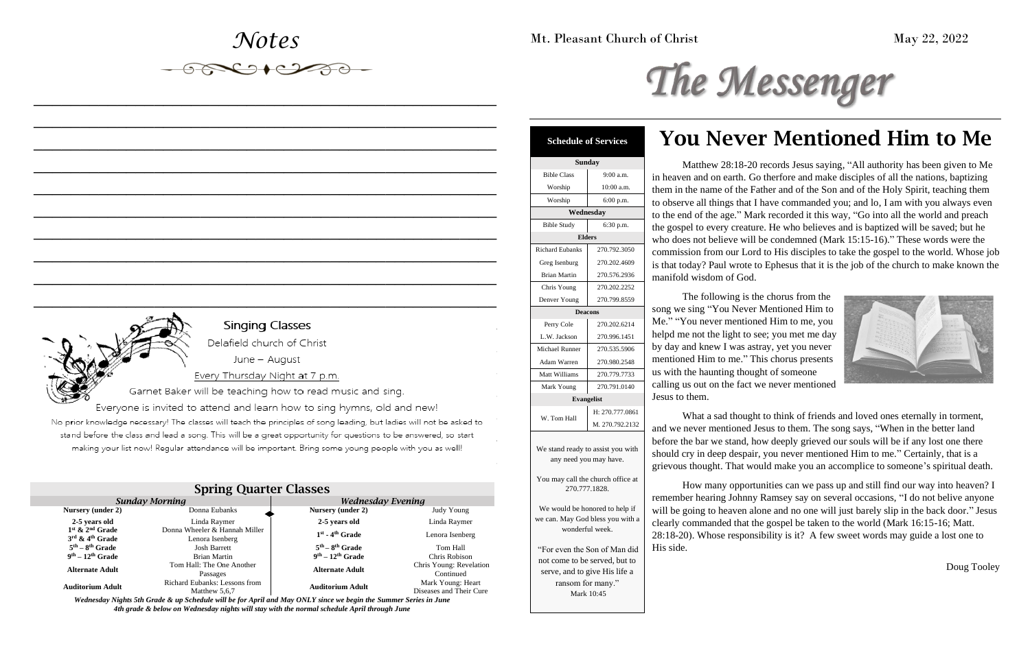# Notes

## Singing Classes

Delafield church of Christ

June – August

Every Thursday Night at 7 p.m.

Garnet Baker will be teaching how to read music and sing.

Everyone is invited to attend and learn how to sing hymns, old and new!

No prior knowledge necessary! The classes will teach the principles of song leading, but ladies will not be asked to stand before the class and lead a song. This will be a great opportunity for questions to be answered, so start making your list now! Regular attendance will be important. Bring some young people with you as well!

## Spring Quarter Classes

| *Sunday Morning* | | *Wednesday Evening* | |
|---|---|---|---|
| **Nursery (under 2)** | Donna Eubanks | **Nursery (under 2)** | Judy Young |
| **2-5 years old** | Linda Raymer | **2-5 years old** | Linda Raymer |
| **1st & 2nd Grade** | Donna Wheeler & Hannah Miller | **1st - 4th Grade** | Lenora Isenberg |
| **3rd & 4th Grade** | Lenora Isenberg | | |
| **5th – 8th Grade** | Josh Barrett | **5th – 8th Grade** | Tom Hall |
| **9th – 12th Grade** | Brian Martin | **9th – 12th Grade** | Chris Robison |
| **Alternate Adult** | Tom Hall: The One Another Passages | **Alternate Adult** | Chris Young: Revelation Continued |
| **Auditorium Adult** | Richard Eubanks: Lessons from Matthew 5,6,7 | **Auditorium Adult** | Mark Young: Heart Diseases and Their Cure |

***Wednesday Nights 5th Grade & up Schedule will be for April and May ONLY since we begin the Summer Series in June***
***4th grade & below on Wednesday nights will stay with the normal schedule April through June***

Mt. Pleasant Church of Christ

May 22, 2022

# The Messenger

| **Schedule of Services** | |
|---|---|
| **Sunday** | |
| Bible Class | 9:00 a.m. |
| Worship | 10:00 a.m. |
| Worship | 6:00 p.m. |
| **Wednesday** | |
| Bible Study | 6:30 p.m. |
| **Elders** | |
| Richard Eubanks | 270.792.3050 |
| Greg Isenburg | 270.202.4609 |
| Brian Martin | 270.576.2936 |
| Chris Young | 270.202.2252 |
| Denver Young | 270.799.8559 |
| **Deacons** | |
| Perry Cole | 270.202.6214 |
| L.W. Jackson | 270.996.1451 |
| Michael Runner | 270.535.5906 |
| Adam Warren | 270.980.2548 |
| Matt Williams | 270.779.7733 |
| Mark Young | 270.791.0140 |
| **Evangelist** | |
| W. Tom Hall | H: 270.777.0861<br>M. 270.792.2132 |

We stand ready to assist you with any need you may have.

You may call the church office at 270.777.1828.

We would be honored to help if we can. May God bless you with a wonderful week.

"For even the Son of Man did not come to be served, but to serve, and to give His life a ransom for many."
Mark 10:45

# You Never Mentioned Him to Me

Matthew 28:18-20 records Jesus saying, "All authority has been given to Me in heaven and on earth. Go therfore and make disciples of all the nations, baptizing them in the name of the Father and of the Son and of the Holy Spirit, teaching them to observe all things that I have commanded you; and lo, I am with you always even to the end of the age." Mark recorded it this way, "Go into all the world and preach the gospel to every creature. He who believes and is baptized will be saved; but he who does not believe will be condemned (Mark 15:15-16)." These words were the commission from our Lord to His disciples to take the gospel to the world. Whose job is that today? Paul wrote to Ephesus that it is the job of the church to make known the manifold wisdom of God.

The following is the chorus from the song we sing "You Never Mentioned Him to Me." "You never mentioned Him to me, you helpd me not the light to see; you met me day by day and knew I was astray, yet you never mentioned Him to me." This chorus presents us with the haunting thought of someone calling us out on the fact we never mentioned Jesus to them.

What a sad thought to think of friends and loved ones eternally in torment, and we never mentioned Jesus to them. The song says, "When in the better land before the bar we stand, how deeply grieved our souls will be if any lost one there should cry in deep despair, you never mentioned Him to me." Certainly, that is a grievous thought. That would make you an accomplice to someone's spiritual death.

How many opportunities can we pass up and still find our way into heaven? I remember hearing Johnny Ramsey say on several occasions, "I do not belive anyone will be going to heaven alone and no one will just barely slip in the back door." Jesus clearly commanded that the gospel be taken to the world (Mark 16:15-16; Matt. 28:18-20). Whose responsibility is it? A few sweet words may guide a lost one to His side.

Doug Tooley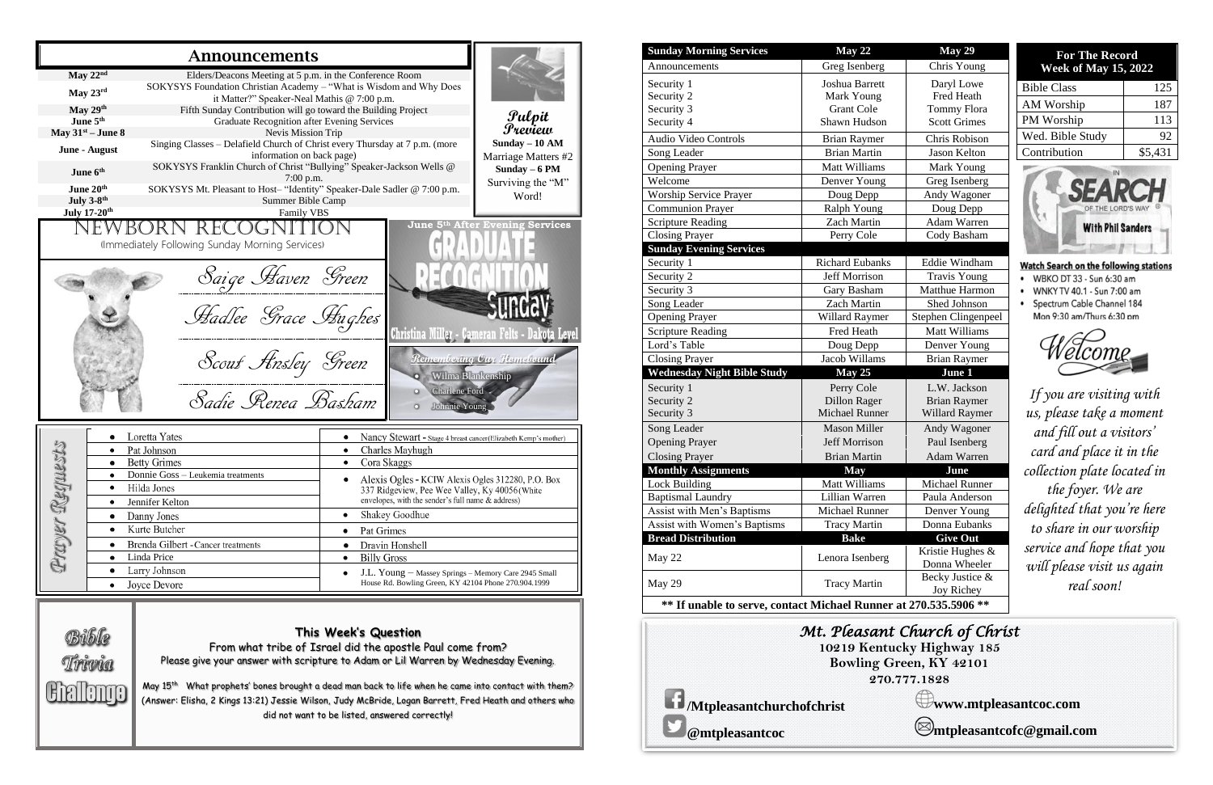## Announcements

| | |
|---|---|
| May 22nd | Elders/Deacons Meeting at 5 p.m. in the Conference Room |
| May 23rd | SOKYSYS Foundation Christian Academy – "What is Wisdom and Why Does it Matter?" Speaker-Neal Mathis @ 7:00 p.m. |
| May 29th | Fifth Sunday Contribution will go toward the Building Project |
| June 5th | Graduate Recognition after Evening Services |
| May 31st – June 8 | Nevis Mission Trip |
| June - August | Singing Classes – Delafield Church of Christ every Thursday at 7 p.m. (more information on back page) |
| June 6th | SOKYSYS Franklin Church of Christ "Bullying" Speaker-Jackson Wells @ 7:00 p.m. |
| June 20th | SOKYSYS Mt. Pleasant to Host– "Identity" Speaker-Dale Sadler @ 7:00 p.m. |
| July 3-8th | Summer Bible Camp |
| July 17-20th | Family VBS |

### Pulpit Preview

**Sunday – 10 AM**
Marriage Matters #2
**Sunday – 6 PM**
Surviving the "M" Word!

## Newborn Recognition

(Immediately Following Sunday Morning Services)

Saige Haven Green

Hadlee Grace Hughes

Scout Ansley Green

Sadie Renea Basham

### June 5th After Evening Services

GRADUATE RECOGNITION Sunday

Christina Miller - Cameran Felts - Dakota Level

### Remembering Our Homebound

- Wilma Blankenship
- Charlene Ford
- Johnnie Young

## Prayer Requests

- Loretta Yates
- Pat Johnson
- Betty Grimes
- Donnie Goss – Leukemia treatments
- Hilda Jones
- Jennifer Kelton
- Danny Jones
- Kurte Butcher
- Brenda Gilbert - Cancer treatments
- Linda Price
- Larry Johnson
- Joyce Devore
- Nancy Stewart - Stage 4 breast cancer(Elizabeth Kemp's mother)
- Charles Mayhugh
- Cora Skaggs
- Alexis Ogles - KCIW Alexis Ogles 312280, P.O. Box 337 Ridgeview, Pee Wee Valley, Ky 40056(White envelopes, with the sender's full name & address)
- Shakey Goodhue
- Pat Grimes
- Dravin Honshell
- Billy Gross
- J.L. Young – Massey Springs – Memory Care 2945 Small House Rd. Bowling Green, KY 42104 Phone 270.904.1999

## Bible Trivia Challenge

### This Week's Question

From what tribe of Israel did the apostle Paul come from?
Please give your answer with scripture to Adam or Lil Warren by Wednesday Evening.

May 15th What prophets' bones brought a dead man back to life when he came into contact with them? (Answer: Elisha, 2 Kings 13:21) Jessie Wilson, Judy McBride, Logan Barrett, Fred Heath and others who did not want to be listed, answered correctly!

| Sunday Morning Services | May 22 | May 29 |
|---|---|---|
| Announcements | Greg Isenberg | Chris Young |
| Security 1 | Joshua Barrett | Daryl Lowe |
| Security 2 | Mark Young | Fred Heath |
| Security 3 | Grant Cole | Tommy Flora |
| Security 4 | Shawn Hudson | Scott Grimes |
| Audio Video Controls | Brian Raymer | Chris Robison |
| Song Leader | Brian Martin | Jason Kelton |
| Opening Prayer | Matt Williams | Mark Young |
| Welcome | Denver Young | Greg Isenberg |
| Worship Service Prayer | Doug Depp | Andy Wagoner |
| Communion Prayer | Ralph Young | Doug Depp |
| Scripture Reading | Zach Martin | Adam Warren |
| Closing Prayer | Perry Cole | Cody Basham |
| **Sunday Evening Services** | | |
| Security 1 | Richard Eubanks | Eddie Windham |
| Security 2 | Jeff Morrison | Travis Young |
| Security 3 | Gary Basham | Matthue Harmon |
| Song Leader | Zach Martin | Shed Johnson |
| Opening Prayer | Willard Raymer | Stephen Clingenpeel |
| Scripture Reading | Fred Heath | Matt Williams |
| Lord's Table | Doug Depp | Denver Young |
| Closing Prayer | Jacob Willams | Brian Raymer |
| **Wednesday Night Bible Study** | **May 25** | **June 1** |
| Security 1 | Perry Cole | L.W. Jackson |
| Security 2 | Dillon Rager | Brian Raymer |
| Security 3 | Michael Runner | Willard Raymer |
| Song Leader | Mason Miller | Andy Wagoner |
| Opening Prayer | Jeff Morrison | Paul Isenberg |
| Closing Prayer | Brian Martin | Adam Warren |
| **Monthly Assignments** | **May** | **June** |
| Lock Building | Matt Williams | Michael Runner |
| Baptismal Laundry | Lillian Warren | Paula Anderson |
| Assist with Men's Baptisms | Michael Runner | Denver Young |
| Assist with Women's Baptisms | Tracy Martin | Donna Eubanks |
| **Bread Distribution** | **Bake** | **Give Out** |
| May 22 | Lenora Isenberg | Kristie Hughes & Donna Wheeler |
| May 29 | Tracy Martin | Becky Justice & Joy Richey |

** If unable to serve, contact Michael Runner at 270.535.5906 **

### For The Record
**Week of May 15, 2022**

| | |
|---|---|
| Bible Class | 125 |
| AM Worship | 187 |
| PM Worship | 113 |
| Wed. Bible Study | 92 |
| Contribution | $5,431 |

In SEARCH of the Lord's Way With Phil Sanders

**Watch Search on the following stations**

- WBKO DT 33 - Sun 6:30 am
- WNKY TV 40.1 - Sun 7:00 am
- Spectrum Cable Channel 184 Mon 9:30 am/Thurs 6:30 pm

## Welcome

*If you are visiting with us, please take a moment and fill out a visitors' card and place it in the collection plate located in the foyer. We are delighted that you're here to share in our worship service and hope that you will please visit us again real soon!*

### Mt. Pleasant Church of Christ

10219 Kentucky Highway 185
Bowling Green, KY 42101
270.777.1828

**/Mtpleasantchurchofchrist**
**www.mtpleasantcoc.com**
**@mtpleasantcoc**
**mtpleasantcofc@gmail.com**